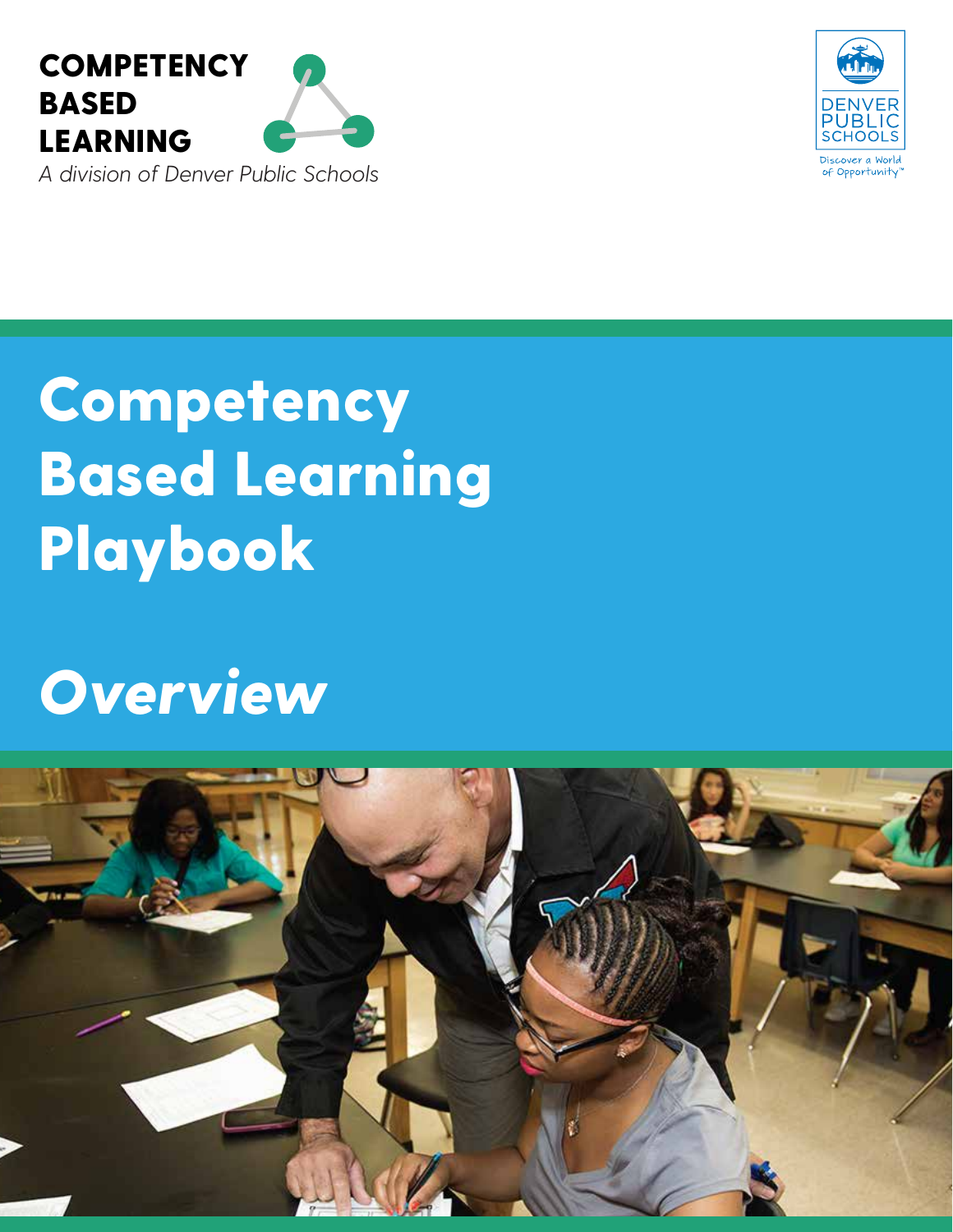**COMPETENCY BASED LEARNING**

*A division of Denver Public Schools*

DENVER PUBLIC SCHOOLS

Discover a World of Opportunity™

# Competency Based Learning Playbook

# *Overview*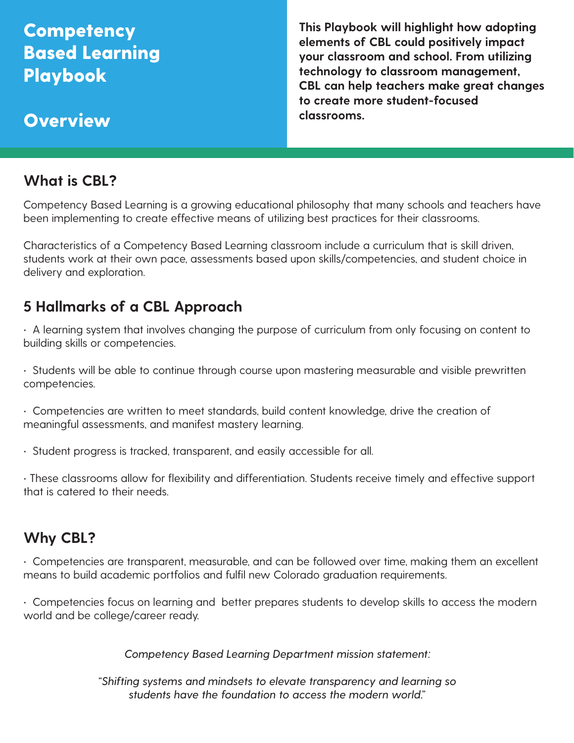# Competency Based Learning Playbook

## Overview

**This Playbook will highlight how adopting elements of CBL could positively impact your classroom and school. From utilizing technology to classroom management, CBL can help teachers make great changes to create more student-focused classrooms.**

## What is CBL?

Competency Based Learning is a growing educational philosophy that many schools and teachers have been implementing to create effective means of utilizing best practices for their classrooms.

Characteristics of a Competency Based Learning classroom include a curriculum that is skill driven, students work at their own pace, assessments based upon skills/competencies, and student choice in delivery and exploration.

## 5 Hallmarks of a CBL Approach

- A learning system that involves changing the purpose of curriculum from only focusing on content to building skills or competencies.
- Students will be able to continue through course upon mastering measurable and visible prewritten competencies.
- Competencies are written to meet standards, build content knowledge, drive the creation of meaningful assessments, and manifest mastery learning.
- Student progress is tracked, transparent, and easily accessible for all.
- These classrooms allow for flexibility and differentiation. Students receive timely and effective support that is catered to their needs.

## Why CBL?

- Competencies are transparent, measurable, and can be followed over time, making them an excellent means to build academic portfolios and fulfil new Colorado graduation requirements.
- Competencies focus on learning and better prepares students to develop skills to access the modern world and be college/career ready.

*Competency Based Learning Department mission statement:*

"*Shifting systems and mindsets to elevate transparency and learning so students have the foundation to access the modern world.*"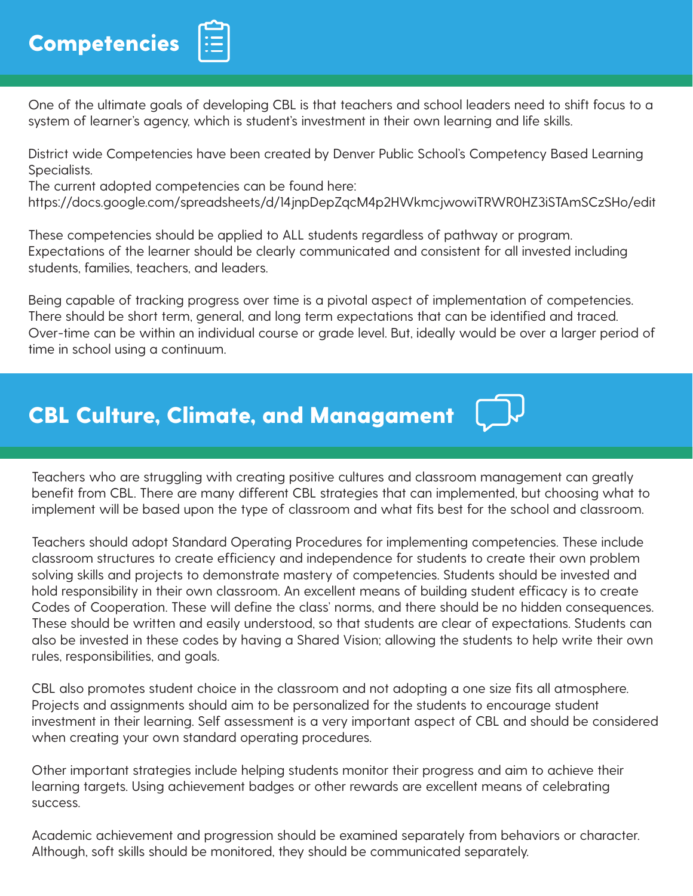## Competencies

One of the ultimate goals of developing CBL is that teachers and school leaders need to shift focus to a system of learner's agency, which is student's investment in their own learning and life skills.

District wide Competencies have been created by Denver Public School's Competency Based Learning Specialists.
The current adopted competencies can be found here:
https://docs.google.com/spreadsheets/d/14jnpDepZqcM4p2HWkmcjwowiTRWR0HZ3iSTAmSCzSHo/edit

These competencies should be applied to ALL students regardless of pathway or program. Expectations of the learner should be clearly communicated and consistent for all invested including students, families, teachers, and leaders.

Being capable of tracking progress over time is a pivotal aspect of implementation of competencies. There should be short term, general, and long term expectations that can be identified and traced. Over-time can be within an individual course or grade level. But, ideally would be over a larger period of time in school using a continuum.

## CBL Culture, Climate, and Managament

Teachers who are struggling with creating positive cultures and classroom management can greatly benefit from CBL. There are many different CBL strategies that can implemented, but choosing what to implement will be based upon the type of classroom and what fits best for the school and classroom.

Teachers should adopt Standard Operating Procedures for implementing competencies. These include classroom structures to create efficiency and independence for students to create their own problem solving skills and projects to demonstrate mastery of competencies. Students should be invested and hold responsibility in their own classroom. An excellent means of building student efficacy is to create Codes of Cooperation. These will define the class' norms, and there should be no hidden consequences. These should be written and easily understood, so that students are clear of expectations. Students can also be invested in these codes by having a Shared Vision; allowing the students to help write their own rules, responsibilities, and goals.

CBL also promotes student choice in the classroom and not adopting a one size fits all atmosphere. Projects and assignments should aim to be personalized for the students to encourage student investment in their learning. Self assessment is a very important aspect of CBL and should be considered when creating your own standard operating procedures.

Other important strategies include helping students monitor their progress and aim to achieve their learning targets. Using achievement badges or other rewards are excellent means of celebrating success.

Academic achievement and progression should be examined separately from behaviors or character. Although, soft skills should be monitored, they should be communicated separately.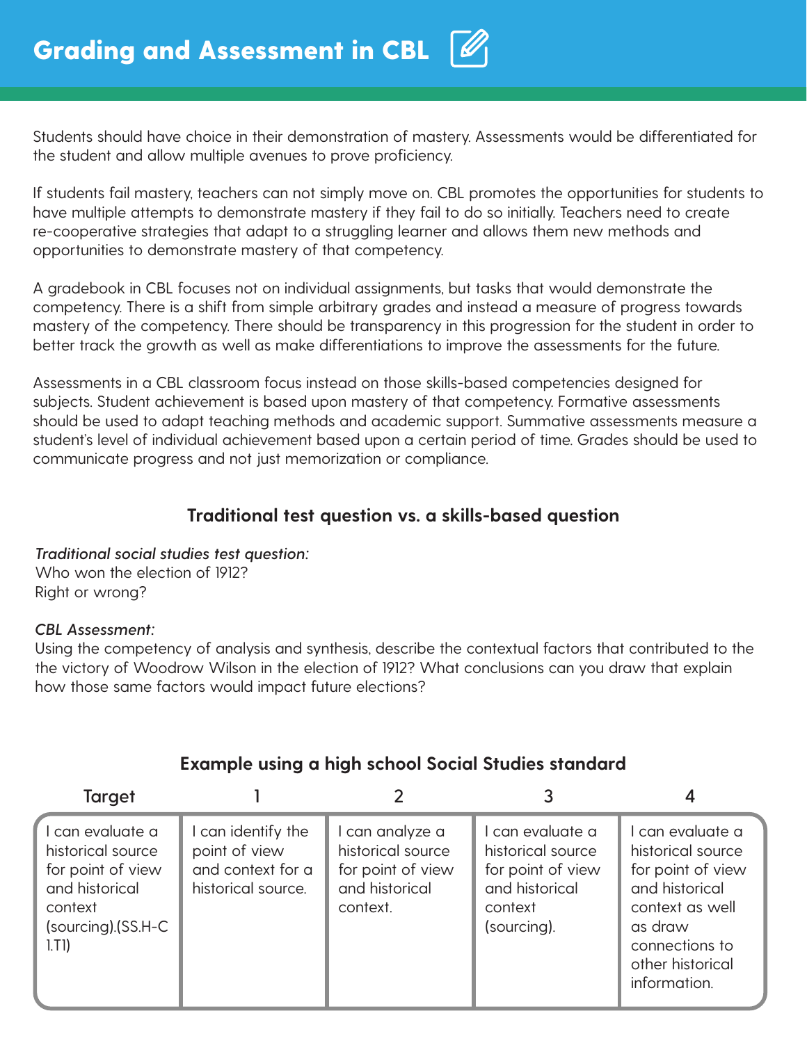# Grading and Assessment in CBL

Students should have choice in their demonstration of mastery. Assessments would be differentiated for the student and allow multiple avenues to prove proficiency.

If students fail mastery, teachers can not simply move on. CBL promotes the opportunities for students to have multiple attempts to demonstrate mastery if they fail to do so initially. Teachers need to create re-cooperative strategies that adapt to a struggling learner and allows them new methods and opportunities to demonstrate mastery of that competency.

A gradebook in CBL focuses not on individual assignments, but tasks that would demonstrate the competency. There is a shift from simple arbitrary grades and instead a measure of progress towards mastery of the competency. There should be transparency in this progression for the student in order to better track the growth as well as make differentiations to improve the assessments for the future.

Assessments in a CBL classroom focus instead on those skills-based competencies designed for subjects. Student achievement is based upon mastery of that competency. Formative assessments should be used to adapt teaching methods and academic support. Summative assessments measure a student's level of individual achievement based upon a certain period of time. Grades should be used to communicate progress and not just memorization or compliance.

### Traditional test question vs. a skills-based question

*Traditional social studies test question:*
Who won the election of 1912?
Right or wrong?

*CBL Assessment:*
Using the competency of analysis and synthesis, describe the contextual factors that contributed to the the victory of Woodrow Wilson in the election of 1912? What conclusions can you draw that explain how those same factors would impact future elections?

### Example using a high school Social Studies standard

| Target | 1 | 2 | 3 | 4 |
|---|---|---|---|---|
| I can evaluate a historical source for point of view and historical context (sourcing).(SS.H-C 1.T1) | I can identify the point of view and context for a historical source. | I can analyze a historical source for point of view and historical context. | I can evaluate a historical source for point of view and historical context (sourcing). | I can evaluate a historical source for point of view and historical context as well as draw connections to other historical information. |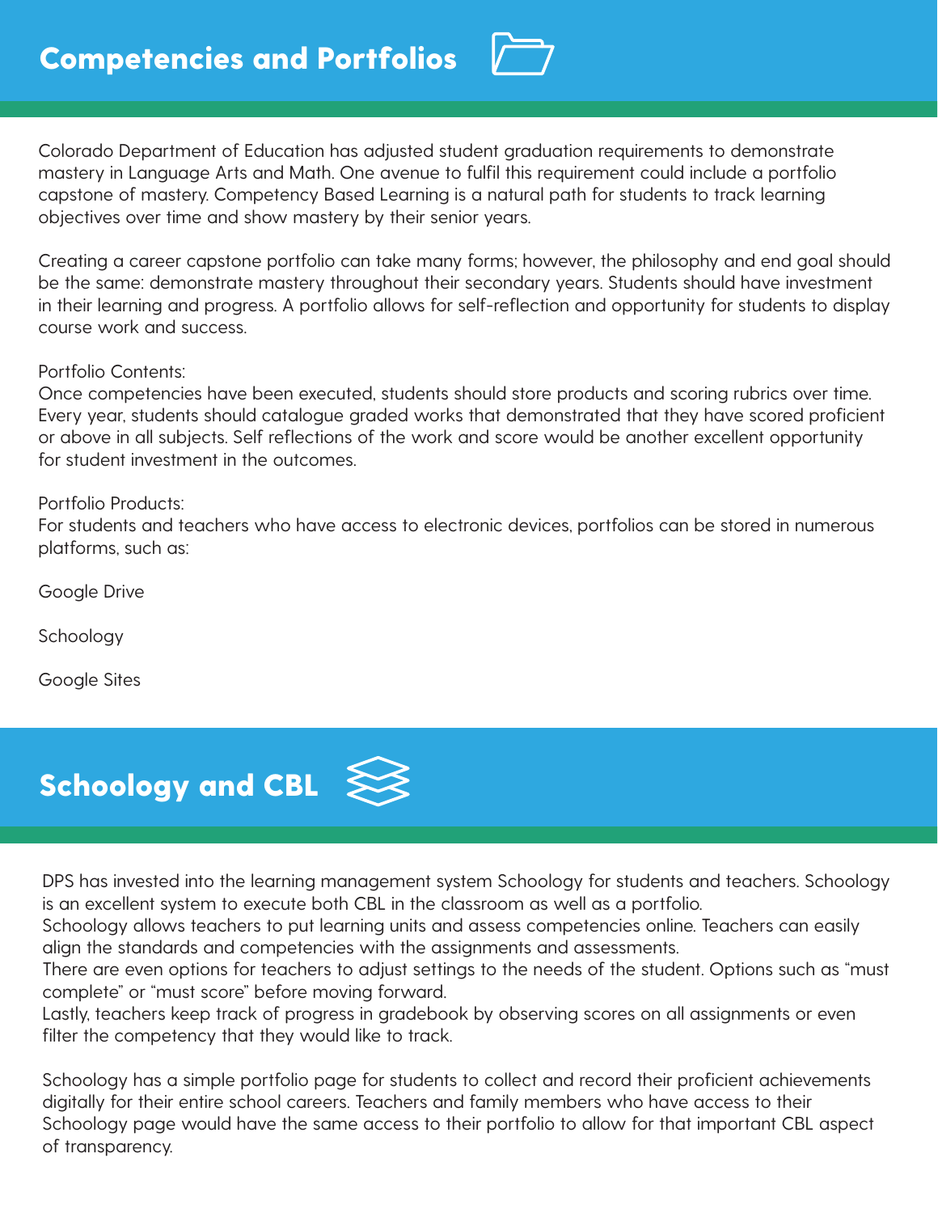## Competencies and Portfolios

Colorado Department of Education has adjusted student graduation requirements to demonstrate mastery in Language Arts and Math. One avenue to fulfil this requirement could include a portfolio capstone of mastery. Competency Based Learning is a natural path for students to track learning objectives over time and show mastery by their senior years.

Creating a career capstone portfolio can take many forms; however, the philosophy and end goal should be the same: demonstrate mastery throughout their secondary years. Students should have investment in their learning and progress. A portfolio allows for self-reflection and opportunity for students to display course work and success.

Portfolio Contents:
Once competencies have been executed, students should store products and scoring rubrics over time. Every year, students should catalogue graded works that demonstrated that they have scored proficient or above in all subjects. Self reflections of the work and score would be another excellent opportunity for student investment in the outcomes.

Portfolio Products:
For students and teachers who have access to electronic devices, portfolios can be stored in numerous platforms, such as:

Google Drive

Schoology

Google Sites

## Schoology and CBL

DPS has invested into the learning management system Schoology for students and teachers. Schoology is an excellent system to execute both CBL in the classroom as well as a portfolio.
Schoology allows teachers to put learning units and assess competencies online. Teachers can easily align the standards and competencies with the assignments and assessments.
There are even options for teachers to adjust settings to the needs of the student. Options such as "must complete" or "must score" before moving forward.
Lastly, teachers keep track of progress in gradebook by observing scores on all assignments or even filter the competency that they would like to track.

Schoology has a simple portfolio page for students to collect and record their proficient achievements digitally for their entire school careers. Teachers and family members who have access to their Schoology page would have the same access to their portfolio to allow for that important CBL aspect of transparency.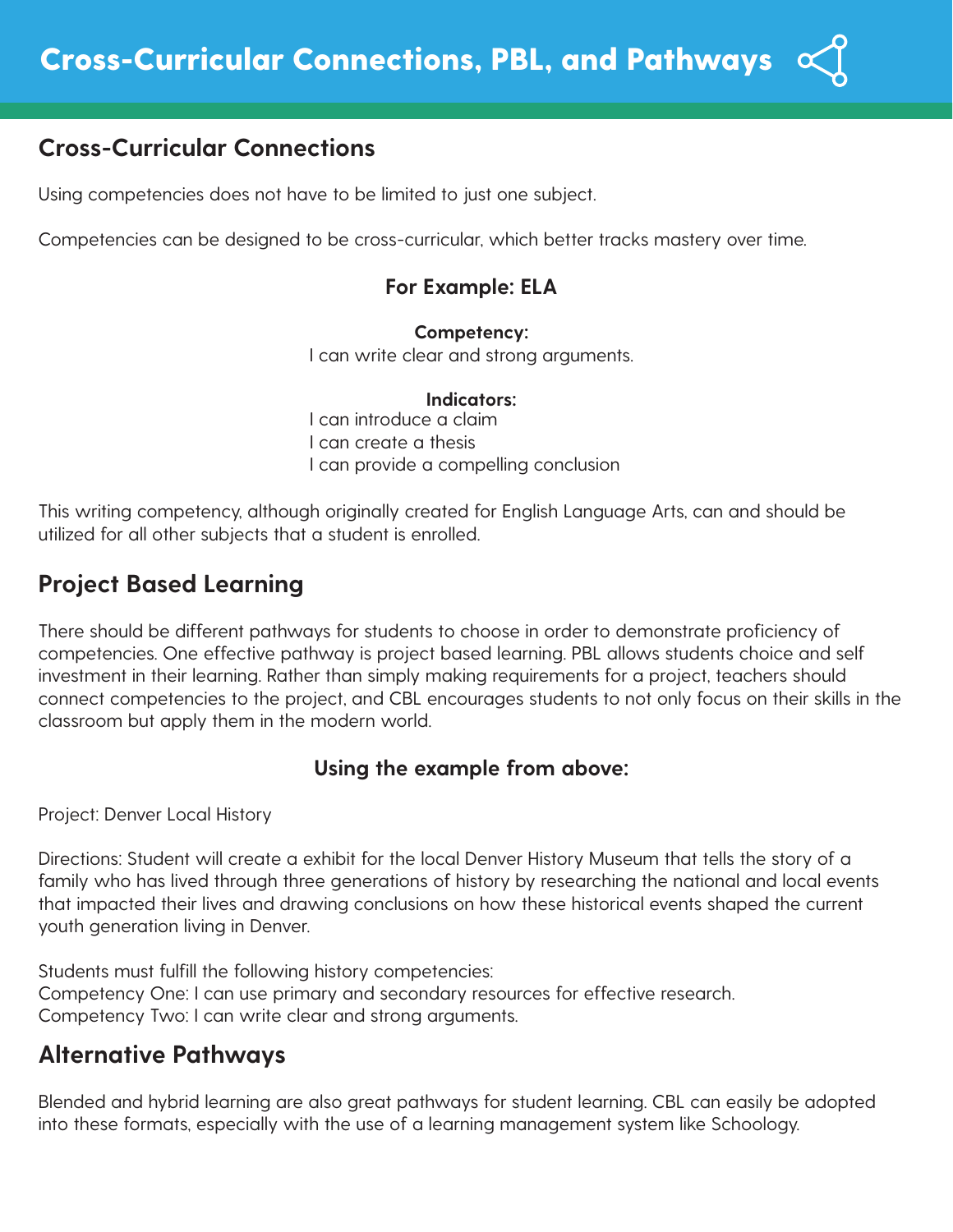# Cross-Curricular Connections, PBL, and Pathways

## Cross-Curricular Connections

Using competencies does not have to be limited to just one subject.

Competencies can be designed to be cross-curricular, which better tracks mastery over time.

### For Example: ELA

**Competency:**
I can write clear and strong arguments.

**Indicators:**
I can introduce a claim
I can create a thesis
I can provide a compelling conclusion

This writing competency, although originally created for English Language Arts, can and should be utilized for all other subjects that a student is enrolled.

## Project Based Learning

There should be different pathways for students to choose in order to demonstrate proficiency of competencies. One effective pathway is project based learning. PBL allows students choice and self investment in their learning. Rather than simply making requirements for a project, teachers should connect competencies to the project, and CBL encourages students to not only focus on their skills in the classroom but apply them in the modern world.

### Using the example from above:

Project: Denver Local History

Directions: Student will create a exhibit for the local Denver History Museum that tells the story of a family who has lived through three generations of history by researching the national and local events that impacted their lives and drawing conclusions on how these historical events shaped the current youth generation living in Denver.

Students must fulfill the following history competencies:
Competency One: I can use primary and secondary resources for effective research.
Competency Two: I can write clear and strong arguments.

## Alternative Pathways

Blended and hybrid learning are also great pathways for student learning. CBL can easily be adopted into these formats, especially with the use of a learning management system like Schoology.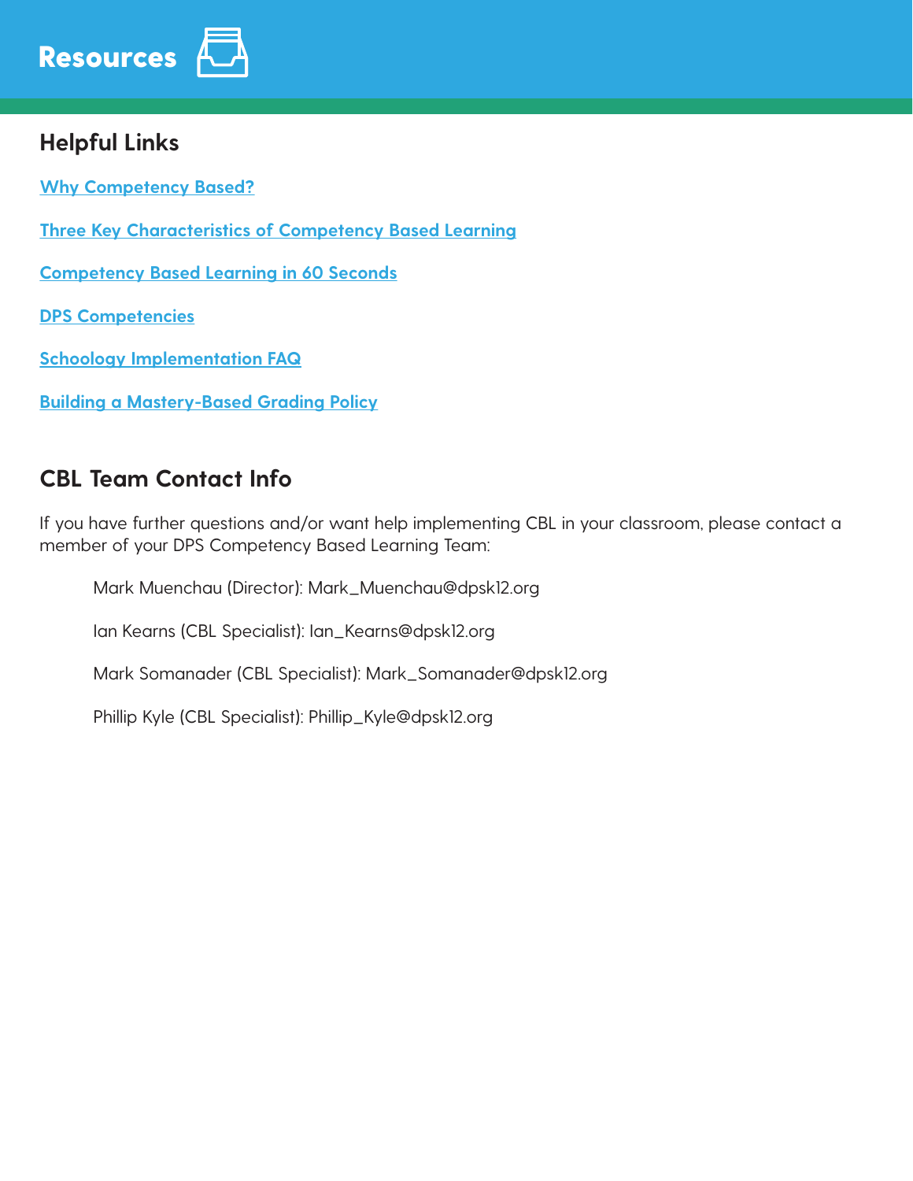# Resources

## Helpful Links

**Why Competency Based?**

**Three Key Characteristics of Competency Based Learning**

**Competency Based Learning in 60 Seconds**

**DPS Competencies**

**Schoology Implementation FAQ**

**Building a Mastery-Based Grading Policy**

## CBL Team Contact Info

If you have further questions and/or want help implementing CBL in your classroom, please contact a member of your DPS Competency Based Learning Team:

Mark Muenchau (Director): Mark_Muenchau@dpsk12.org

Ian Kearns (CBL Specialist): Ian_Kearns@dpsk12.org

Mark Somanader (CBL Specialist): Mark_Somanader@dpsk12.org

Phillip Kyle (CBL Specialist): Phillip_Kyle@dpsk12.org